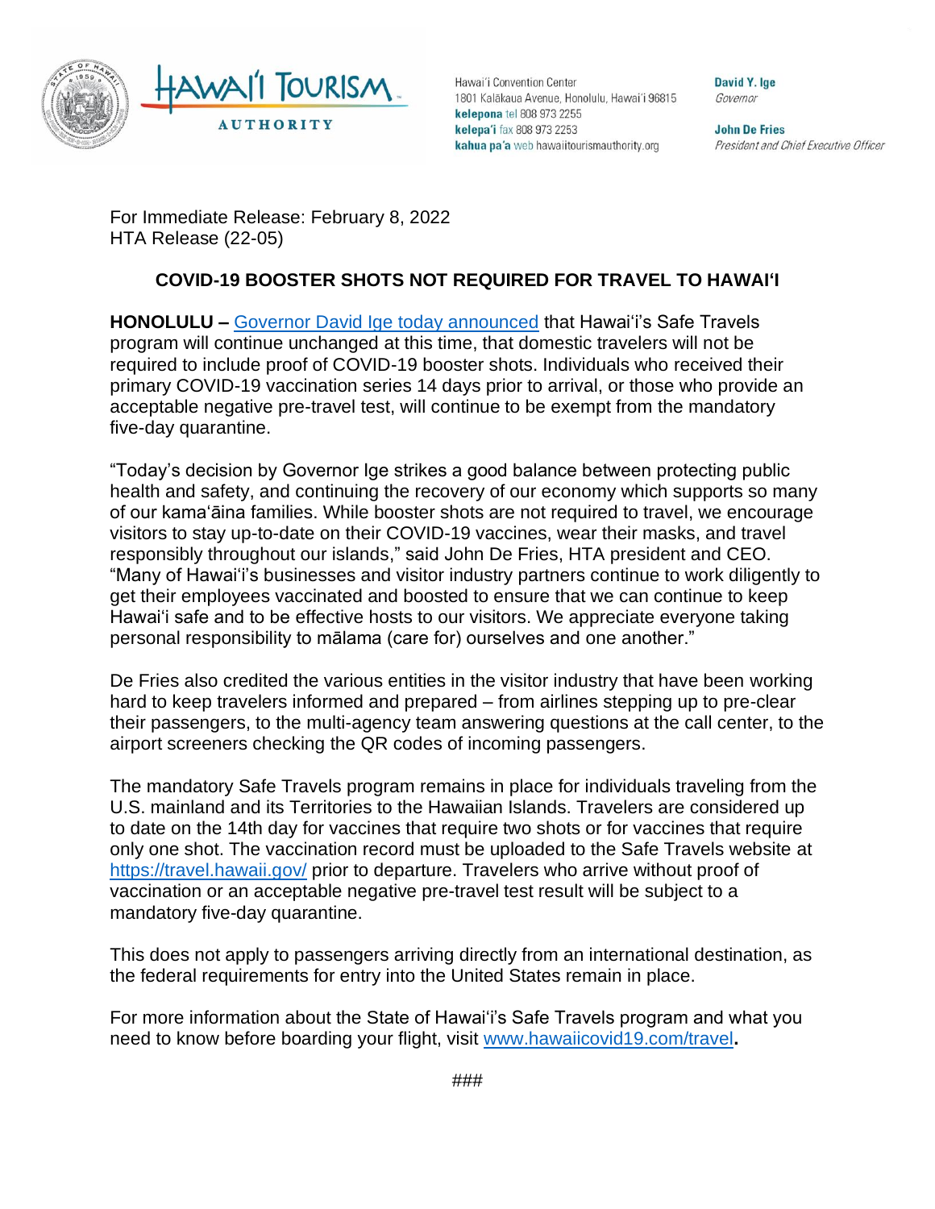Hawai'i Convention Center
1801 Kalākaua Avenue, Honolulu, Hawai'i 96815
**kelepona** tel 808 973 2255
**kelepa'i** fax 808 973 2253
**kahua pa'a** web hawaiitourismauthority.org

**David Y. Ige**
*Governor*

**John De Fries**
*President and Chief Executive Officer*

For Immediate Release: February 8, 2022
HTA Release (22-05)

## COVID-19 BOOSTER SHOTS NOT REQUIRED FOR TRAVEL TO HAWAI'I

**HONOLULU –** [Governor David Ige today announced](#) that Hawai'i's Safe Travels program will continue unchanged at this time, that domestic travelers will not be required to include proof of COVID-19 booster shots. Individuals who received their primary COVID-19 vaccination series 14 days prior to arrival, or those who provide an acceptable negative pre-travel test, will continue to be exempt from the mandatory five-day quarantine.

"Today's decision by Governor Ige strikes a good balance between protecting public health and safety, and continuing the recovery of our economy which supports so many of our kama'āina families. While booster shots are not required to travel, we encourage visitors to stay up-to-date on their COVID-19 vaccines, wear their masks, and travel responsibly throughout our islands," said John De Fries, HTA president and CEO. "Many of Hawai'i's businesses and visitor industry partners continue to work diligently to get their employees vaccinated and boosted to ensure that we can continue to keep Hawai'i safe and to be effective hosts to our visitors. We appreciate everyone taking personal responsibility to mālama (care for) ourselves and one another."

De Fries also credited the various entities in the visitor industry that have been working hard to keep travelers informed and prepared – from airlines stepping up to pre-clear their passengers, to the multi-agency team answering questions at the call center, to the airport screeners checking the QR codes of incoming passengers.

The mandatory Safe Travels program remains in place for individuals traveling from the U.S. mainland and its Territories to the Hawaiian Islands. Travelers are considered up to date on the 14th day for vaccines that require two shots or for vaccines that require only one shot. The vaccination record must be uploaded to the Safe Travels website at https://travel.hawaii.gov/ prior to departure. Travelers who arrive without proof of vaccination or an acceptable negative pre-travel test result will be subject to a mandatory five-day quarantine.

This does not apply to passengers arriving directly from an international destination, as the federal requirements for entry into the United States remain in place.

For more information about the State of Hawai'i's Safe Travels program and what you need to know before boarding your flight, visit www.hawaiicovid19.com/travel.

###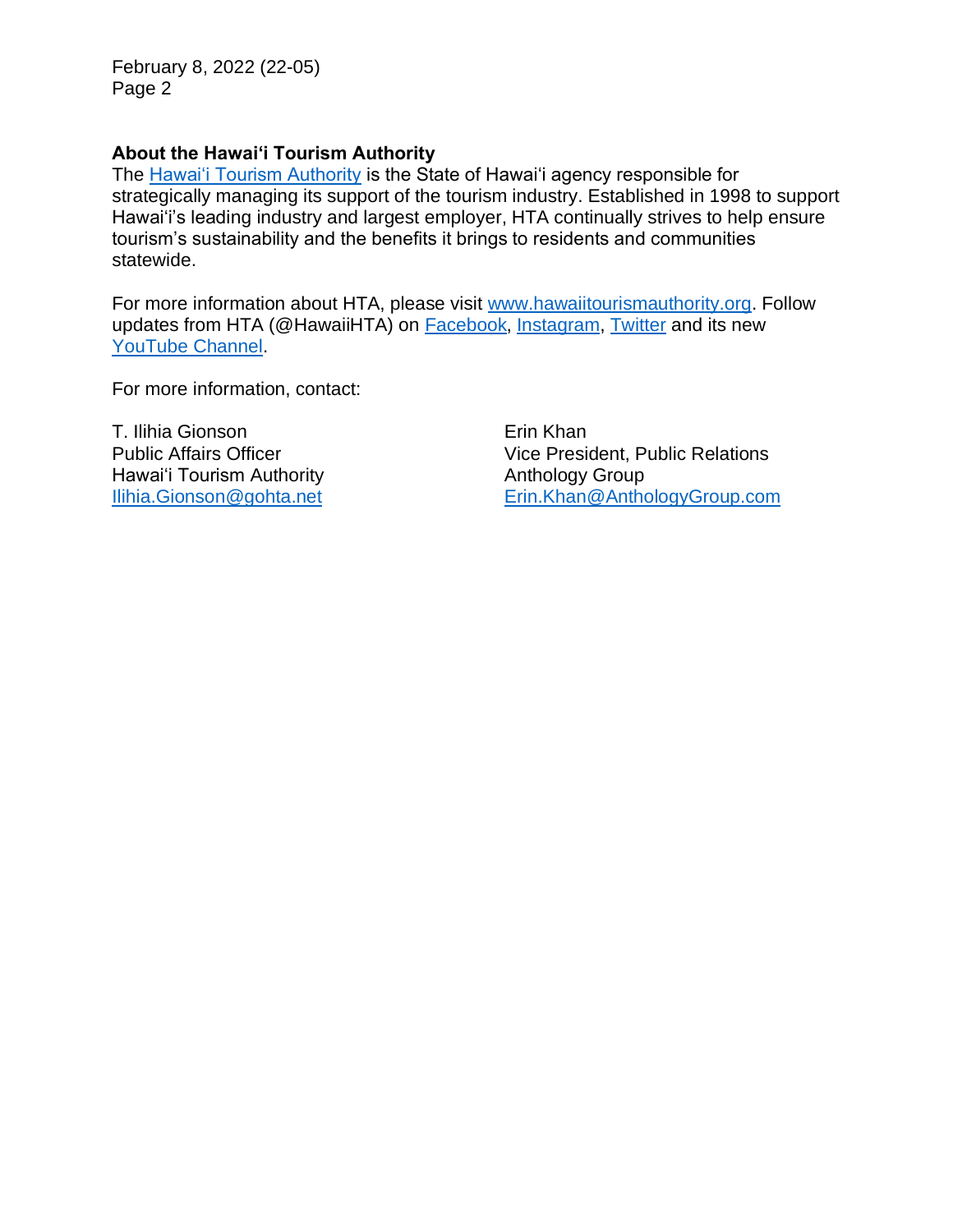### About the Hawai'i Tourism Authority

The [Hawai'i Tourism Authority](http://www.hawaiitourismauthority.org) is the State of Hawai'i agency responsible for strategically managing its support of the tourism industry. Established in 1998 to support Hawai'i's leading industry and largest employer, HTA continually strives to help ensure tourism's sustainability and the benefits it brings to residents and communities statewide.

For more information about HTA, please visit [www.hawaiitourismauthority.org](http://www.hawaiitourismauthority.org). Follow updates from HTA (@HawaiiHTA) on Facebook, Instagram, Twitter and its new YouTube Channel.

For more information, contact:

T. Ilihia Gionson
Public Affairs Officer
Hawai'i Tourism Authority
Ilihia.Gionson@gohta.net

Erin Khan
Vice President, Public Relations
Anthology Group
Erin.Khan@AnthologyGroup.com